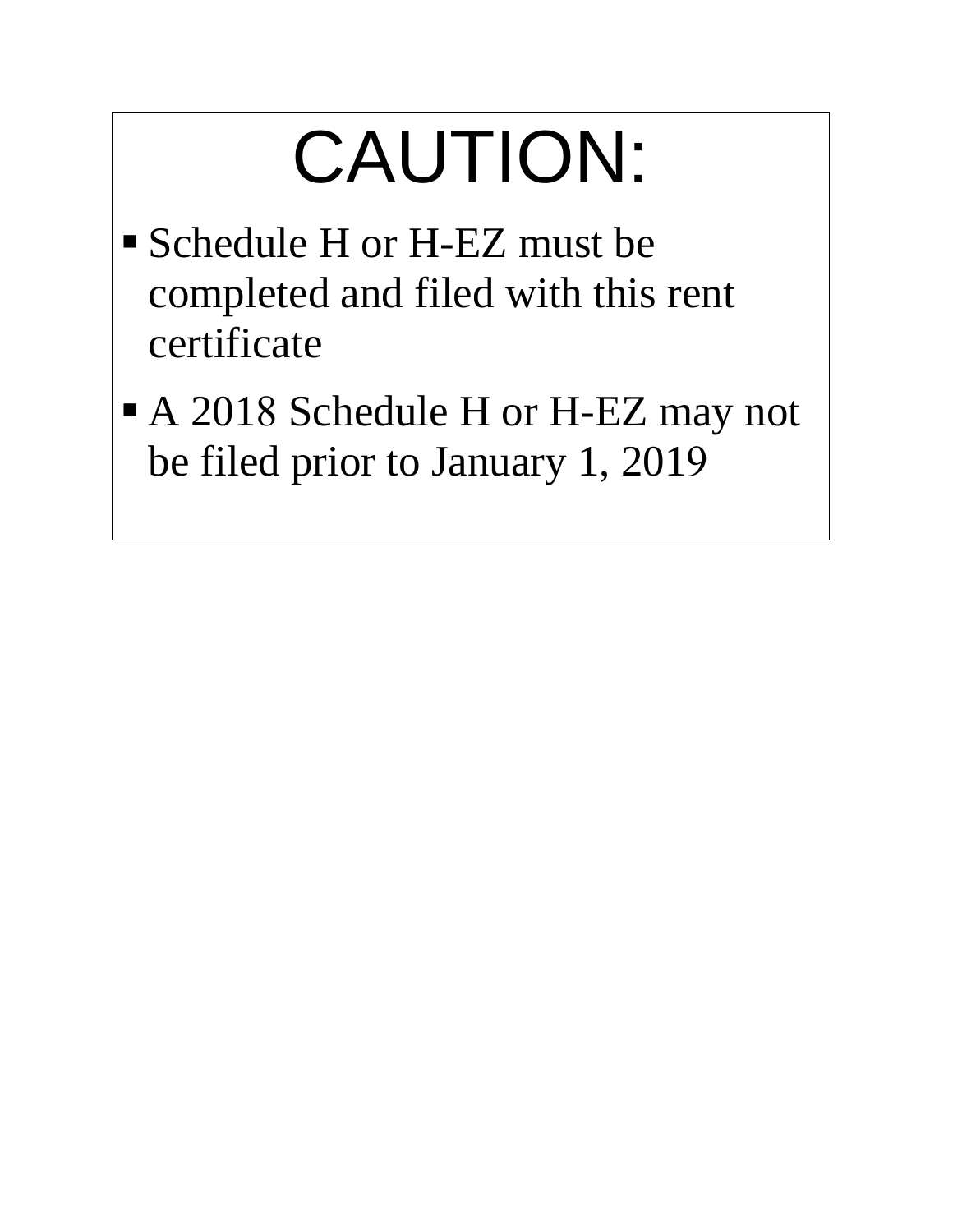# CAUTION:

- Schedule H or H-EZ must be completed and filed with this rent certificate
- A 2018 Schedule H or H-EZ may not be filed prior to January 1, 2019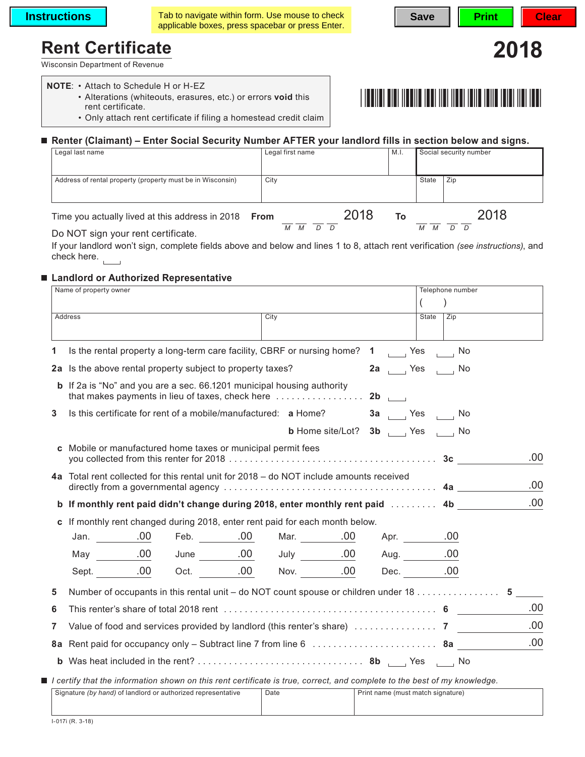Instructions | Tab to navigate within form. Use mouse to check applicable boxes, press spacebar or press Enter. | Save | Print | Clear

# Rent Certificate

**2018**

Wisconsin Department of Revenue

**NOTE:**
- Attach to Schedule H or H-EZ
- Alterations (whiteouts, erasures, etc.) or errors **void** this rent certificate.
- Only attach rent certificate if filing a homestead credit claim

## Renter (Claimant) – Enter Social Security Number AFTER your landlord fills in section below and signs.

| Legal last name | Legal first name | M.I. | Social security number | |
|---|---|---|---|---|
| Address of rental property (property must be in Wisconsin) | City | | State | Zip |

Time you actually lived at this address in 2018 **From** __ __ / __ __ 2018 (M M D D) **To** __ __ / __ __ 2018 (M M D D)

Do NOT sign your rent certificate.

If your landlord won't sign, complete fields above and below and lines 1 to 8, attach rent verification *(see instructions)*, and check here. ☐

## Landlord or Authorized Representative

| Name of property owner | | | Telephone number ( ) |
|---|---|---|---|
| Address | City | State | Zip |

**1** Is the rental property a long-term care facility, CBRF or nursing home? **1** ☐ Yes ☐ No

**2a** Is the above rental property subject to property taxes? **2a** ☐ Yes ☐ No

**b** If 2a is "No" and you are a sec. 66.1201 municipal housing authority that makes payments in lieu of taxes, check here . . . . . . . . . . . . . . . . **2b** ☐

**3** Is this certificate for rent of a mobile/manufactured: **a** Home? **3a** ☐ Yes ☐ No

**b** Home site/Lot? **3b** ☐ Yes ☐ No

**c** Mobile or manufactured home taxes or municipal permit fees you collected from this renter for 2018 . . . . . . . . . . . . . . . . . . . . . . . . . . . . . . . . . . . . . . . **3c** ______ .00

**4a** Total rent collected for this rental unit for 2018 – do NOT include amounts received directly from a governmental agency . . . . . . . . . . . . . . . . . . . . . . . . . . . . . . . . . . . . . . . **4a** ______ .00

**b If monthly rent paid didn't change during 2018, enter monthly rent paid** . . . . . . . . . **4b** ______ .00

**c** If monthly rent changed during 2018, enter rent paid for each month below.

| | | | | | | | |
|---|---|---|---|---|---|---|---|
| Jan. | .00 | Feb. | .00 | Mar. | .00 | Apr. | .00 |
| May | .00 | June | .00 | July | .00 | Aug. | .00 |
| Sept. | .00 | Oct. | .00 | Nov. | .00 | Dec. | .00 |

**5** Number of occupants in this rental unit – do NOT count spouse or children under 18 . . . . . . . . . . . . . . . . **5** ______

**6** This renter's share of total 2018 rent . . . . . . . . . . . . . . . . . . . . . . . . . . . . . . . . . . . . . . . . **6** ______ .00

**7** Value of food and services provided by landlord (this renter's share) . . . . . . . . . . . . . . . . **7** ______ .00

**8a** Rent paid for occupancy only – Subtract line 7 from line 6 . . . . . . . . . . . . . . . . . . . . . . . . **8a** ______ .00

**b** Was heat included in the rent? . . . . . . . . . . . . . . . . . . . . . . . . . . . . . . . . **8b** ☐ Yes ☐ No

*I certify that the information shown on this rent certificate is true, correct, and complete to the best of my knowledge.*

| Signature *(by hand)* of landlord or authorized representative | Date | Print name (must match signature) |
|---|---|---|
| | | |

I-017i (R. 3-18)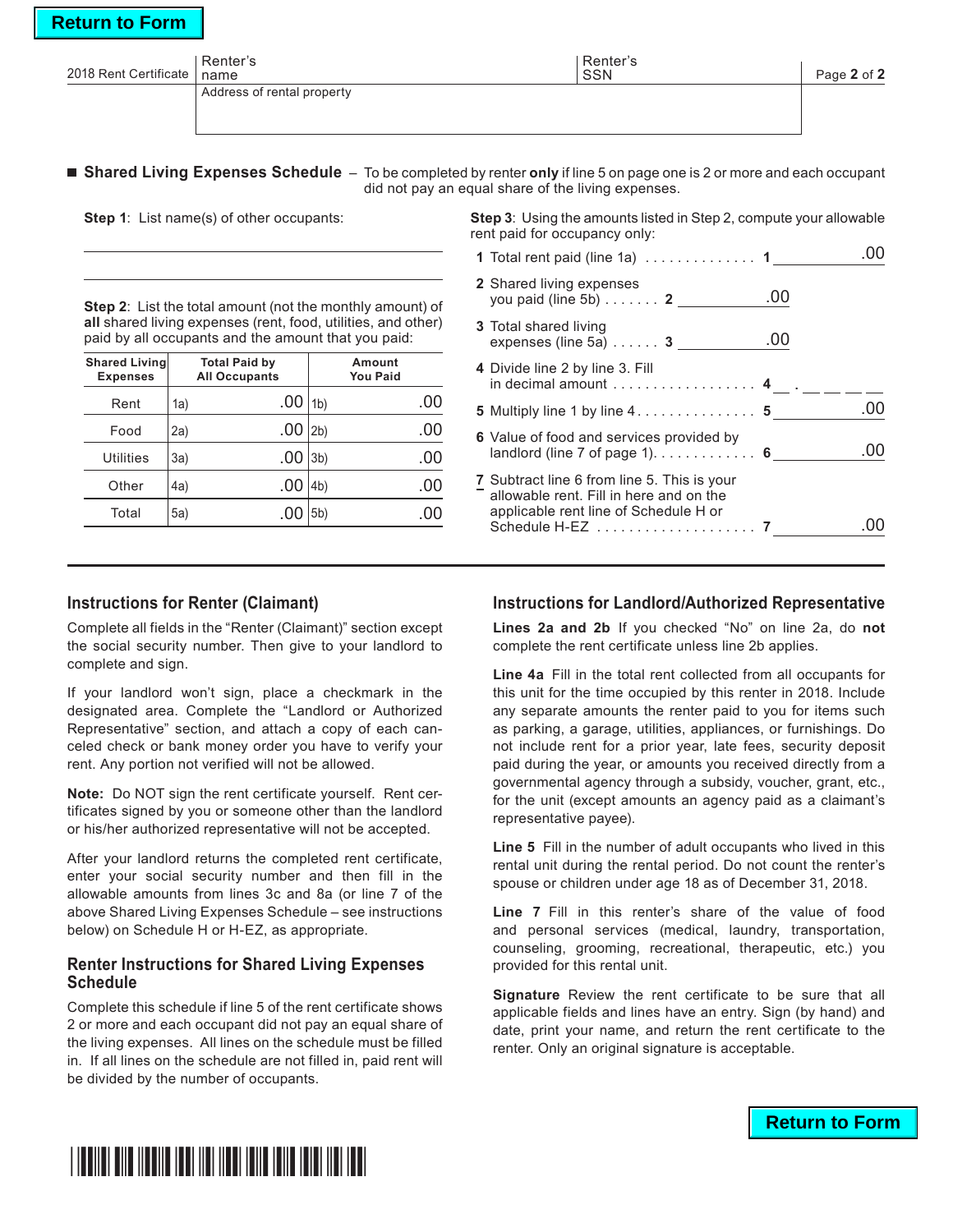Return to Form

2018 Rent Certificate | Renter's name | Renter's SSN

Address of rental property

## Shared Living Expenses Schedule

– To be completed by renter **only** if line 5 on page one is 2 or more and each occupant did not pay an equal share of the living expenses.

**Step 1**: List name(s) of other occupants:

______________________________

______________________________

**Step 2**: List the total amount (not the monthly amount) of **all** shared living expenses (rent, food, utilities, and other) paid by all occupants and the amount that you paid:

| Shared Living Expenses | Total Paid by All Occupants | Amount You Paid |
|---|---|---|
| Rent | 1a) .00 | 1b) .00 |
| Food | 2a) .00 | 2b) .00 |
| Utilities | 3a) .00 | 3b) .00 |
| Other | 4a) .00 | 4b) .00 |
| Total | 5a) .00 | 5b) .00 |

**Step 3**: Using the amounts listed in Step 2, compute your allowable rent paid for occupancy only:

1 Total rent paid (line 1a) . . . . . . . . . . . . . . **1** ________ .00

2 Shared living expenses you paid (line 5b) . . . . . . . **2** ________ .00

3 Total shared living expenses (line 5a) . . . . . . **3** ________ .00

4 Divide line 2 by line 3. Fill in decimal amount . . . . . . . . . . . . . . . . . . **4** __ . __ __ __ __

5 Multiply line 1 by line 4 . . . . . . . . . . . . . . . **5** ________ .00

6 Value of food and services provided by landlord (line 7 of page 1). . . . . . . . . . . . **6** ________ .00

7 Subtract line 6 from line 5. This is your allowable rent. Fill in here and on the applicable rent line of Schedule H or Schedule H-EZ . . . . . . . . . . . . . . . . . . . . **7** ________ .00

## Instructions for Renter (Claimant)

Complete all fields in the "Renter (Claimant)" section except the social security number. Then give to your landlord to complete and sign.

If your landlord won't sign, place a checkmark in the designated area. Complete the "Landlord or Authorized Representative" section, and attach a copy of each canceled check or bank money order you have to verify your rent. Any portion not verified will not be allowed.

**Note:** Do NOT sign the rent certificate yourself. Rent certificates signed by you or someone other than the landlord or his/her authorized representative will not be accepted.

After your landlord returns the completed rent certificate, enter your social security number and then fill in the allowable amounts from lines 3c and 8a (or line 7 of the above Shared Living Expenses Schedule – see instructions below) on Schedule H or H-EZ, as appropriate.

## Renter Instructions for Shared Living Expenses Schedule

Complete this schedule if line 5 of the rent certificate shows 2 or more and each occupant did not pay an equal share of the living expenses. All lines on the schedule must be filled in. If all lines on the schedule are not filled in, paid rent will be divided by the number of occupants.

## Instructions for Landlord/Authorized Representative

**Lines 2a and 2b** If you checked "No" on line 2a, do **not** complete the rent certificate unless line 2b applies.

**Line 4a** Fill in the total rent collected from all occupants for this unit for the time occupied by this renter in 2018. Include any separate amounts the renter paid to you for items such as parking, a garage, utilities, appliances, or furnishings. Do not include rent for a prior year, late fees, security deposit paid during the year, or amounts you received directly from a governmental agency through a subsidy, voucher, grant, etc., for the unit (except amounts an agency paid as a claimant's representative payee).

**Line 5** Fill in the number of adult occupants who lived in this rental unit during the rental period. Do not count the renter's spouse or children under age 18 as of December 31, 2018.

**Line 7** Fill in this renter's share of the value of food and personal services (medical, laundry, transportation, counseling, grooming, recreational, therapeutic, etc.) you provided for this rental unit.

**Signature** Review the rent certificate to be sure that all applicable fields and lines have an entry. Sign (by hand) and date, print your name, and return the rent certificate to the renter. Only an original signature is acceptable.

Return to Form